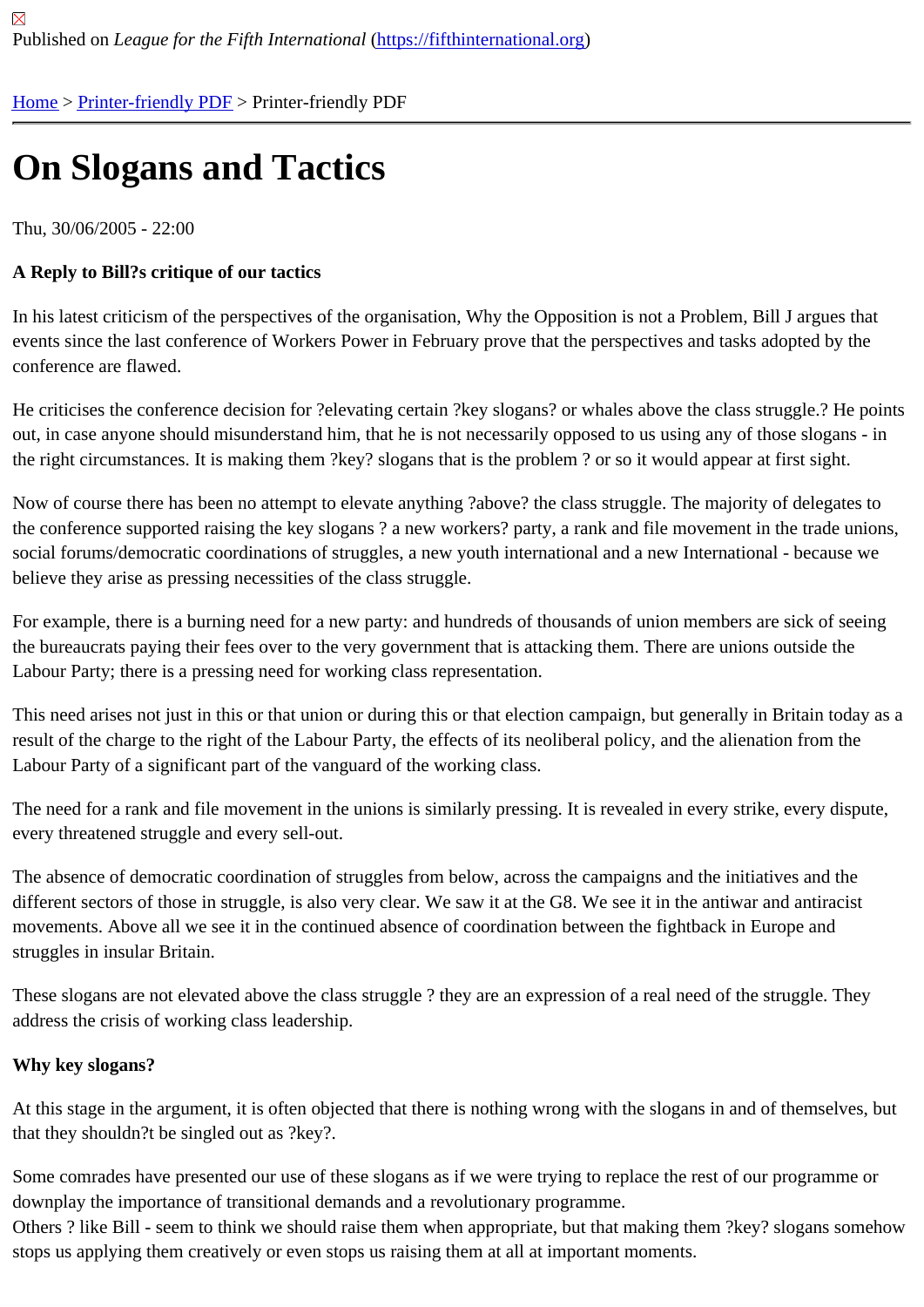Published on *League for the Fifth International* (https://fifthinternational.org)

Home > Printer-friendly PDF > Printer-friendly PDF

# On Slogans and Tactics

Thu, 30/06/2005 - 22:00

**A Reply to Bill?s critique of our tactics**

In his latest criticism of the perspectives of the organisation, Why the Opposition is not a Problem, Bill J argues that events since the last conference of Workers Power in February prove that the perspectives and tasks adopted by the conference are flawed.

He criticises the conference decision for ?elevating certain ?key slogans? or whales above the class struggle.? He points out, in case anyone should misunderstand him, that he is not necessarily opposed to us using any of those slogans - in the right circumstances. It is making them ?key? slogans that is the problem ? or so it would appear at first sight.

Now of course there has been no attempt to elevate anything ?above? the class struggle. The majority of delegates to the conference supported raising the key slogans ? a new workers? party, a rank and file movement in the trade unions, social forums/democratic coordinations of struggles, a new youth international and a new International - because we believe they arise as pressing necessities of the class struggle.

For example, there is a burning need for a new party: and hundreds of thousands of union members are sick of seeing the bureaucrats paying their fees over to the very government that is attacking them. There are unions outside the Labour Party; there is a pressing need for working class representation.

This need arises not just in this or that union or during this or that election campaign, but generally in Britain today as a result of the charge to the right of the Labour Party, the effects of its neoliberal policy, and the alienation from the Labour Party of a significant part of the vanguard of the working class.

The need for a rank and file movement in the unions is similarly pressing. It is revealed in every strike, every dispute, every threatened struggle and every sell-out.

The absence of democratic coordination of struggles from below, across the campaigns and the initiatives and the different sectors of those in struggle, is also very clear. We saw it at the G8. We see it in the antiwar and antiracist movements. Above all we see it in the continued absence of coordination between the fightback in Europe and struggles in insular Britain.

These slogans are not elevated above the class struggle ? they are an expression of a real need of the struggle. They address the crisis of working class leadership.

**Why key slogans?**

At this stage in the argument, it is often objected that there is nothing wrong with the slogans in and of themselves, but that they shouldn?t be singled out as ?key?.

Some comrades have presented our use of these slogans as if we were trying to replace the rest of our programme or downplay the importance of transitional demands and a revolutionary programme.
Others ? like Bill - seem to think we should raise them when appropriate, but that making them ?key? slogans somehow stops us applying them creatively or even stops us raising them at all at important moments.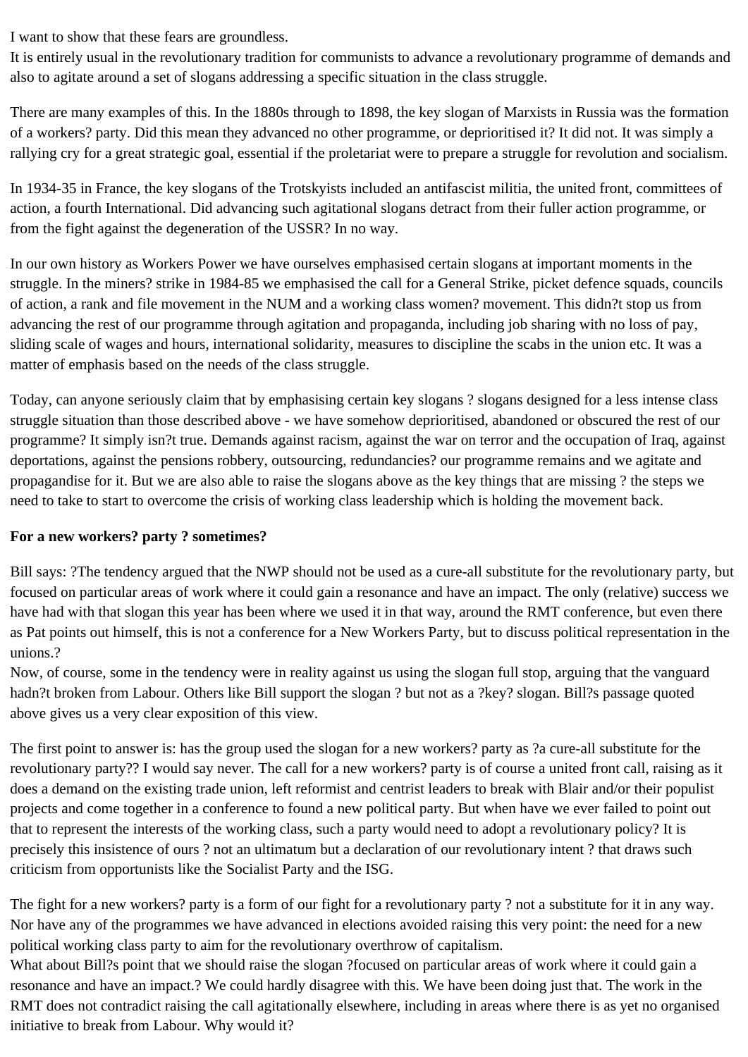I want to show that these fears are groundless.
It is entirely usual in the revolutionary tradition for communists to advance a revolutionary programme of demands and also to agitate around a set of slogans addressing a specific situation in the class struggle.

There are many examples of this. In the 1880s through to 1898, the key slogan of Marxists in Russia was the formation of a workers? party. Did this mean they advanced no other programme, or deprioritised it? It did not. It was simply a rallying cry for a great strategic goal, essential if the proletariat were to prepare a struggle for revolution and socialism.

In 1934-35 in France, the key slogans of the Trotskyists included an antifascist militia, the united front, committees of action, a fourth International. Did advancing such agitational slogans detract from their fuller action programme, or from the fight against the degeneration of the USSR? In no way.

In our own history as Workers Power we have ourselves emphasised certain slogans at important moments in the struggle. In the miners? strike in 1984-85 we emphasised the call for a General Strike, picket defence squads, councils of action, a rank and file movement in the NUM and a working class women? movement. This didn?t stop us from advancing the rest of our programme through agitation and propaganda, including job sharing with no loss of pay, sliding scale of wages and hours, international solidarity, measures to discipline the scabs in the union etc. It was a matter of emphasis based on the needs of the class struggle.

Today, can anyone seriously claim that by emphasising certain key slogans ? slogans designed for a less intense class struggle situation than those described above - we have somehow deprioritised, abandoned or obscured the rest of our programme? It simply isn?t true. Demands against racism, against the war on terror and the occupation of Iraq, against deportations, against the pensions robbery, outsourcing, redundancies? our programme remains and we agitate and propagandise for it. But we are also able to raise the slogans above as the key things that are missing ? the steps we need to take to start to overcome the crisis of working class leadership which is holding the movement back.

**For a new workers? party ? sometimes?**

Bill says: ?The tendency argued that the NWP should not be used as a cure-all substitute for the revolutionary party, but focused on particular areas of work where it could gain a resonance and have an impact. The only (relative) success we have had with that slogan this year has been where we used it in that way, around the RMT conference, but even there as Pat points out himself, this is not a conference for a New Workers Party, but to discuss political representation in the unions.?
Now, of course, some in the tendency were in reality against us using the slogan full stop, arguing that the vanguard hadn?t broken from Labour. Others like Bill support the slogan ? but not as a ?key? slogan. Bill?s passage quoted above gives us a very clear exposition of this view.

The first point to answer is: has the group used the slogan for a new workers? party as ?a cure-all substitute for the revolutionary party?? I would say never. The call for a new workers? party is of course a united front call, raising as it does a demand on the existing trade union, left reformist and centrist leaders to break with Blair and/or their populist projects and come together in a conference to found a new political party. But when have we ever failed to point out that to represent the interests of the working class, such a party would need to adopt a revolutionary policy? It is precisely this insistence of ours ? not an ultimatum but a declaration of our revolutionary intent ? that draws such criticism from opportunists like the Socialist Party and the ISG.

The fight for a new workers? party is a form of our fight for a revolutionary party ? not a substitute for it in any way. Nor have any of the programmes we have advanced in elections avoided raising this very point: the need for a new political working class party to aim for the revolutionary overthrow of capitalism.
What about Bill?s point that we should raise the slogan ?focused on particular areas of work where it could gain a resonance and have an impact.? We could hardly disagree with this. We have been doing just that. The work in the RMT does not contradict raising the call agitationally elsewhere, including in areas where there is as yet no organised initiative to break from Labour. Why would it?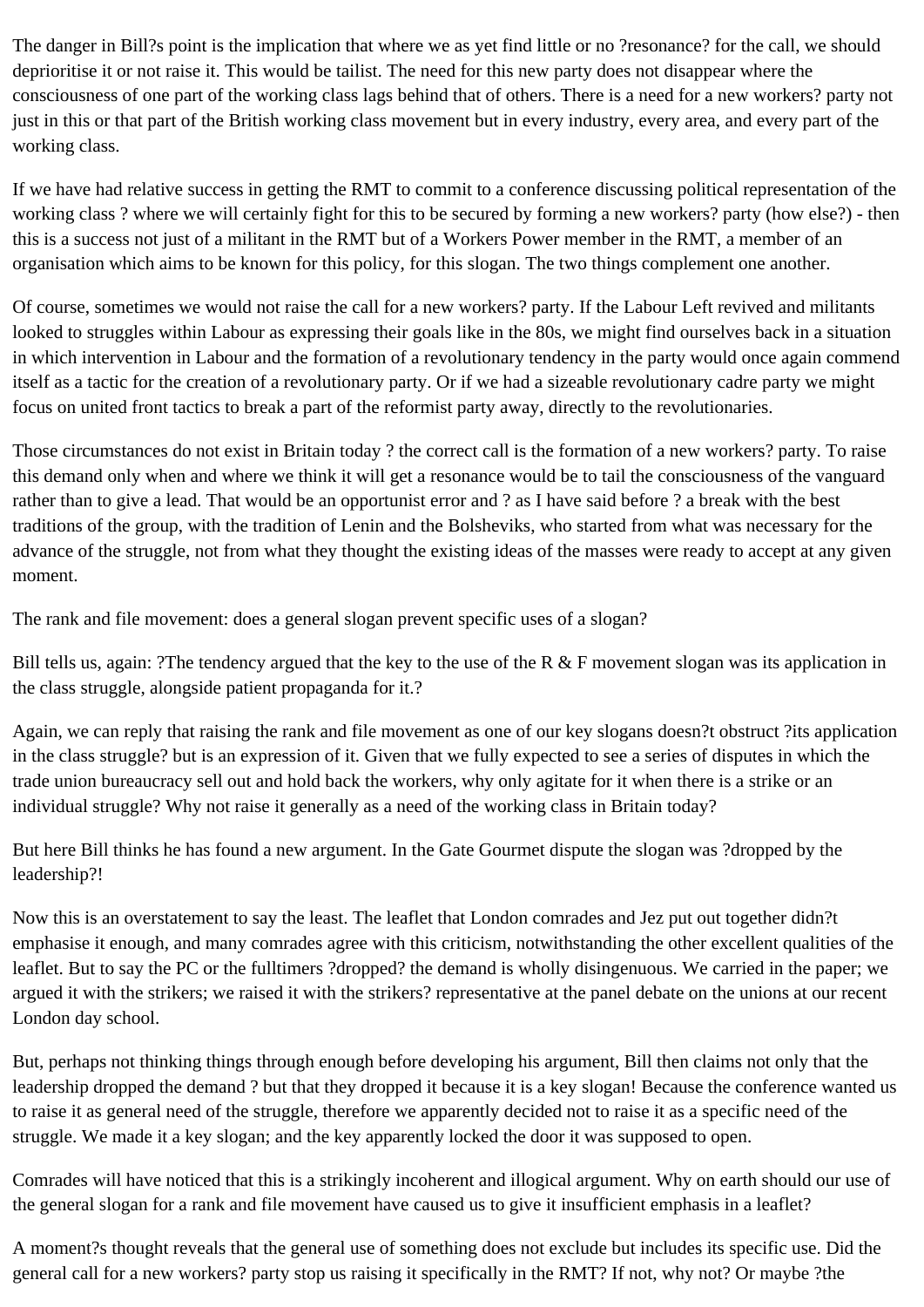The danger in Bill?s point is the implication that where we as yet find little or no ?resonance? for the call, we should deprioritise it or not raise it. This would be tailist. The need for this new party does not disappear where the consciousness of one part of the working class lags behind that of others. There is a need for a new workers? party not just in this or that part of the British working class movement but in every industry, every area, and every part of the working class.

If we have had relative success in getting the RMT to commit to a conference discussing political representation of the working class ? where we will certainly fight for this to be secured by forming a new workers? party (how else?) - then this is a success not just of a militant in the RMT but of a Workers Power member in the RMT, a member of an organisation which aims to be known for this policy, for this slogan. The two things complement one another.

Of course, sometimes we would not raise the call for a new workers? party. If the Labour Left revived and militants looked to struggles within Labour as expressing their goals like in the 80s, we might find ourselves back in a situation in which intervention in Labour and the formation of a revolutionary tendency in the party would once again commend itself as a tactic for the creation of a revolutionary party. Or if we had a sizeable revolutionary cadre party we might focus on united front tactics to break a part of the reformist party away, directly to the revolutionaries.

Those circumstances do not exist in Britain today ? the correct call is the formation of a new workers? party. To raise this demand only when and where we think it will get a resonance would be to tail the consciousness of the vanguard rather than to give a lead. That would be an opportunist error and ? as I have said before ? a break with the best traditions of the group, with the tradition of Lenin and the Bolsheviks, who started from what was necessary for the advance of the struggle, not from what they thought the existing ideas of the masses were ready to accept at any given moment.

The rank and file movement: does a general slogan prevent specific uses of a slogan?

Bill tells us, again: ?The tendency argued that the key to the use of the R & F movement slogan was its application in the class struggle, alongside patient propaganda for it.?

Again, we can reply that raising the rank and file movement as one of our key slogans doesn?t obstruct ?its application in the class struggle? but is an expression of it. Given that we fully expected to see a series of disputes in which the trade union bureaucracy sell out and hold back the workers, why only agitate for it when there is a strike or an individual struggle? Why not raise it generally as a need of the working class in Britain today?

But here Bill thinks he has found a new argument. In the Gate Gourmet dispute the slogan was ?dropped by the leadership?!

Now this is an overstatement to say the least. The leaflet that London comrades and Jez put out together didn?t emphasise it enough, and many comrades agree with this criticism, notwithstanding the other excellent qualities of the leaflet. But to say the PC or the fulltimers ?dropped? the demand is wholly disingenuous. We carried in the paper; we argued it with the strikers; we raised it with the strikers? representative at the panel debate on the unions at our recent London day school.

But, perhaps not thinking things through enough before developing his argument, Bill then claims not only that the leadership dropped the demand ? but that they dropped it because it is a key slogan! Because the conference wanted us to raise it as general need of the struggle, therefore we apparently decided not to raise it as a specific need of the struggle. We made it a key slogan; and the key apparently locked the door it was supposed to open.

Comrades will have noticed that this is a strikingly incoherent and illogical argument. Why on earth should our use of the general slogan for a rank and file movement have caused us to give it insufficient emphasis in a leaflet?

A moment?s thought reveals that the general use of something does not exclude but includes its specific use. Did the general call for a new workers? party stop us raising it specifically in the RMT? If not, why not? Or maybe ?the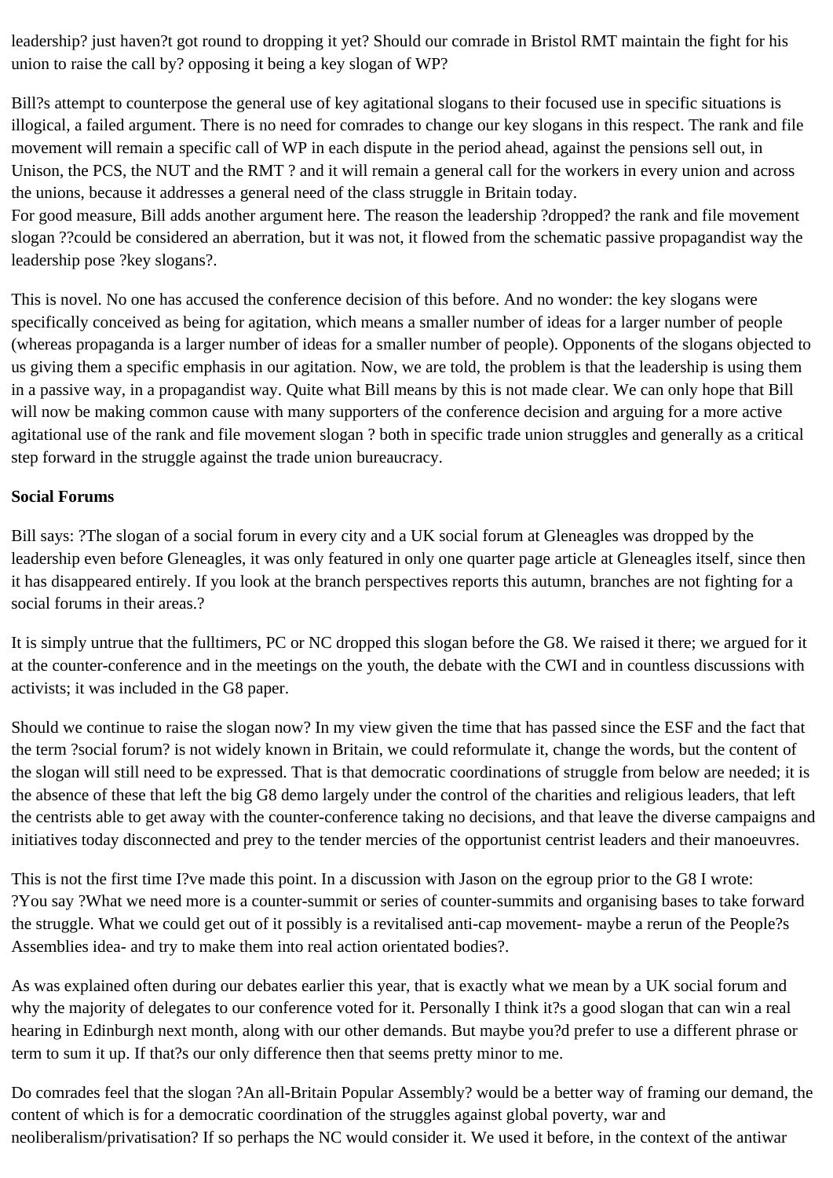leadership? just haven?t got round to dropping it yet? Should our comrade in Bristol RMT maintain the fight for his union to raise the call by? opposing it being a key slogan of WP?

Bill?s attempt to counterpose the general use of key agitational slogans to their focused use in specific situations is illogical, a failed argument. There is no need for comrades to change our key slogans in this respect. The rank and file movement will remain a specific call of WP in each dispute in the period ahead, against the pensions sell out, in Unison, the PCS, the NUT and the RMT ? and it will remain a general call for the workers in every union and across the unions, because it addresses a general need of the class struggle in Britain today.
For good measure, Bill adds another argument here. The reason the leadership ?dropped? the rank and file movement slogan ??could be considered an aberration, but it was not, it flowed from the schematic passive propagandist way the leadership pose ?key slogans?.

This is novel. No one has accused the conference decision of this before. And no wonder: the key slogans were specifically conceived as being for agitation, which means a smaller number of ideas for a larger number of people (whereas propaganda is a larger number of ideas for a smaller number of people). Opponents of the slogans objected to us giving them a specific emphasis in our agitation. Now, we are told, the problem is that the leadership is using them in a passive way, in a propagandist way. Quite what Bill means by this is not made clear. We can only hope that Bill will now be making common cause with many supporters of the conference decision and arguing for a more active agitational use of the rank and file movement slogan ? both in specific trade union struggles and generally as a critical step forward in the struggle against the trade union bureaucracy.

**Social Forums**

Bill says: ?The slogan of a social forum in every city and a UK social forum at Gleneagles was dropped by the leadership even before Gleneagles, it was only featured in only one quarter page article at Gleneagles itself, since then it has disappeared entirely. If you look at the branch perspectives reports this autumn, branches are not fighting for a social forums in their areas.?

It is simply untrue that the fulltimers, PC or NC dropped this slogan before the G8. We raised it there; we argued for it at the counter-conference and in the meetings on the youth, the debate with the CWI and in countless discussions with activists; it was included in the G8 paper.

Should we continue to raise the slogan now? In my view given the time that has passed since the ESF and the fact that the term ?social forum? is not widely known in Britain, we could reformulate it, change the words, but the content of the slogan will still need to be expressed. That is that democratic coordinations of struggle from below are needed; it is the absence of these that left the big G8 demo largely under the control of the charities and religious leaders, that left the centrists able to get away with the counter-conference taking no decisions, and that leave the diverse campaigns and initiatives today disconnected and prey to the tender mercies of the opportunist centrist leaders and their manoeuvres.

This is not the first time I?ve made this point. In a discussion with Jason on the egroup prior to the G8 I wrote: ?You say ?What we need more is a counter-summit or series of counter-summits and organising bases to take forward the struggle. What we could get out of it possibly is a revitalised anti-cap movement- maybe a rerun of the People?s Assemblies idea- and try to make them into real action orientated bodies?.

As was explained often during our debates earlier this year, that is exactly what we mean by a UK social forum and why the majority of delegates to our conference voted for it. Personally I think it?s a good slogan that can win a real hearing in Edinburgh next month, along with our other demands. But maybe you?d prefer to use a different phrase or term to sum it up. If that?s our only difference then that seems pretty minor to me.

Do comrades feel that the slogan ?An all-Britain Popular Assembly? would be a better way of framing our demand, the content of which is for a democratic coordination of the struggles against global poverty, war and neoliberalism/privatisation? If so perhaps the NC would consider it. We used it before, in the context of the antiwar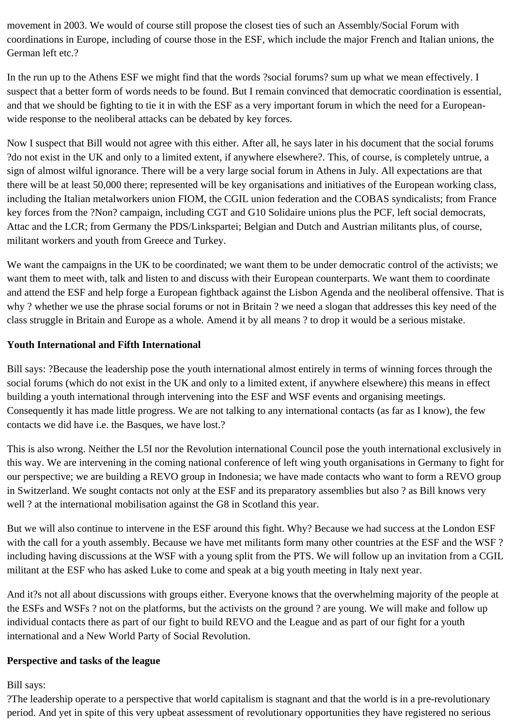movement in 2003. We would of course still propose the closest ties of such an Assembly/Social Forum with coordinations in Europe, including of course those in the ESF, which include the major French and Italian unions, the German left etc.?

In the run up to the Athens ESF we might find that the words ?social forums? sum up what we mean effectively. I suspect that a better form of words needs to be found. But I remain convinced that democratic coordination is essential, and that we should be fighting to tie it in with the ESF as a very important forum in which the need for a European-wide response to the neoliberal attacks can be debated by key forces.

Now I suspect that Bill would not agree with this either. After all, he says later in his document that the social forums ?do not exist in the UK and only to a limited extent, if anywhere elsewhere?. This, of course, is completely untrue, a sign of almost wilful ignorance. There will be a very large social forum in Athens in July. All expectations are that there will be at least 50,000 there; represented will be key organisations and initiatives of the European working class, including the Italian metalworkers union FIOM, the CGIL union federation and the COBAS syndicalists; from France key forces from the ?Non? campaign, including CGT and G10 Solidaire unions plus the PCF, left social democrats, Attac and the LCR; from Germany the PDS/Linkspartei; Belgian and Dutch and Austrian militants plus, of course, militant workers and youth from Greece and Turkey.

We want the campaigns in the UK to be coordinated; we want them to be under democratic control of the activists; we want them to meet with, talk and listen to and discuss with their European counterparts. We want them to coordinate and attend the ESF and help forge a European fightback against the Lisbon Agenda and the neoliberal offensive. That is why ? whether we use the phrase social forums or not in Britain ? we need a slogan that addresses this key need of the class struggle in Britain and Europe as a whole. Amend it by all means ? to drop it would be a serious mistake.

**Youth International and Fifth International**

Bill says: ?Because the leadership pose the youth international almost entirely in terms of winning forces through the social forums (which do not exist in the UK and only to a limited extent, if anywhere elsewhere) this means in effect building a youth international through intervening into the ESF and WSF events and organising meetings. Consequently it has made little progress. We are not talking to any international contacts (as far as I know), the few contacts we did have i.e. the Basques, we have lost.?

This is also wrong. Neither the L5I nor the Revolution international Council pose the youth international exclusively in this way. We are intervening in the coming national conference of left wing youth organisations in Germany to fight for our perspective; we are building a REVO group in Indonesia; we have made contacts who want to form a REVO group in Switzerland. We sought contacts not only at the ESF and its preparatory assemblies but also ? as Bill knows very well ? at the international mobilisation against the G8 in Scotland this year.

But we will also continue to intervene in the ESF around this fight. Why? Because we had success at the London ESF with the call for a youth assembly. Because we have met militants form many other countries at the ESF and the WSF ? including having discussions at the WSF with a young split from the PTS. We will follow up an invitation from a CGIL militant at the ESF who has asked Luke to come and speak at a big youth meeting in Italy next year.

And it?s not all about discussions with groups either. Everyone knows that the overwhelming majority of the people at the ESFs and WSFs ? not on the platforms, but the activists on the ground ? are young. We will make and follow up individual contacts there as part of our fight to build REVO and the League and as part of our fight for a youth international and a New World Party of Social Revolution.

**Perspective and tasks of the league**

Bill says:
?The leadership operate to a perspective that world capitalism is stagnant and that the world is in a pre-revolutionary period. And yet in spite of this very upbeat assessment of revolutionary opportunities they have registered no serious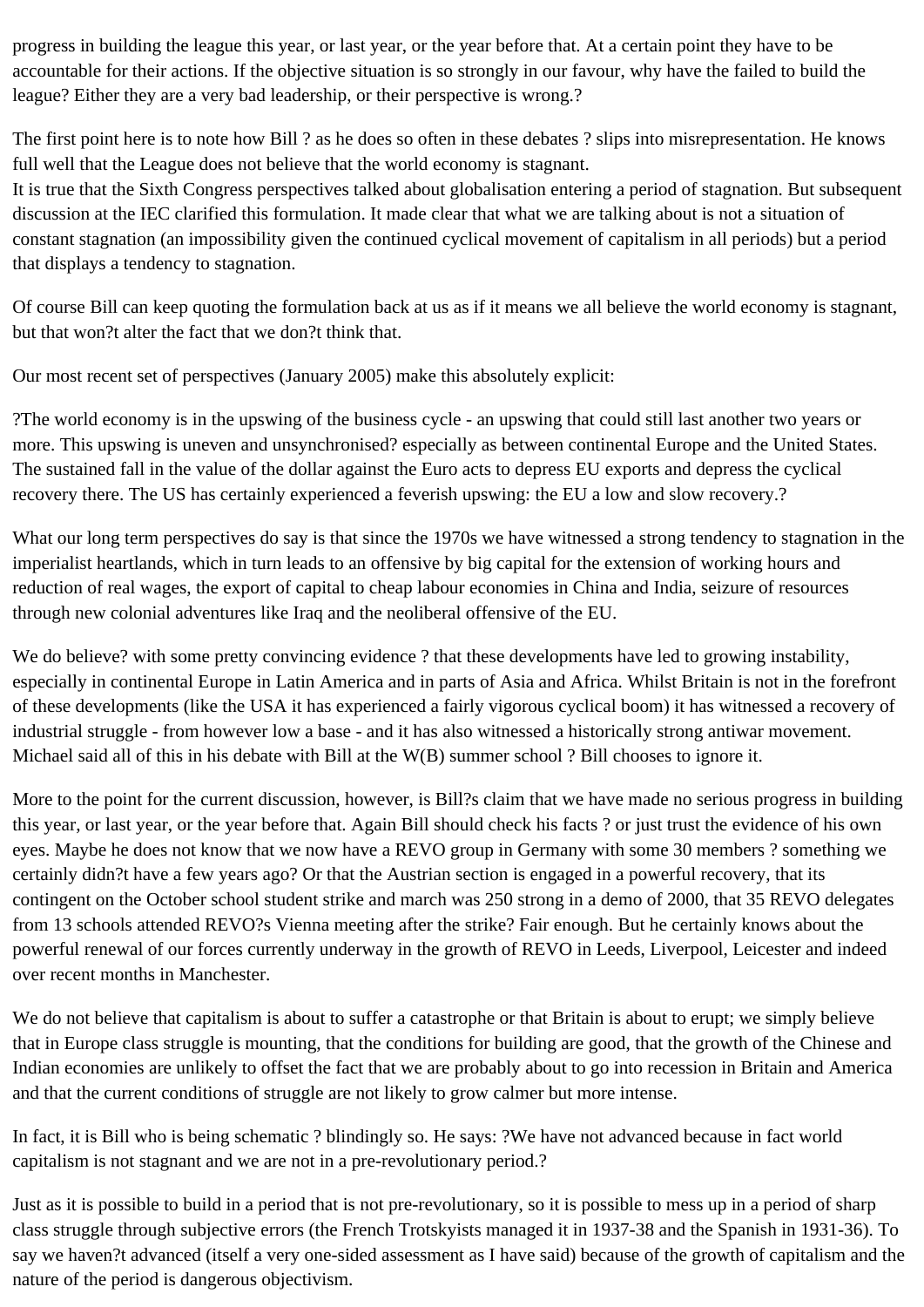progress in building the league this year, or last year, or the year before that. At a certain point they have to be accountable for their actions. If the objective situation is so strongly in our favour, why have the failed to build the league? Either they are a very bad leadership, or their perspective is wrong.?

The first point here is to note how Bill ? as he does so often in these debates ? slips into misrepresentation. He knows full well that the League does not believe that the world economy is stagnant.
It is true that the Sixth Congress perspectives talked about globalisation entering a period of stagnation. But subsequent discussion at the IEC clarified this formulation. It made clear that what we are talking about is not a situation of constant stagnation (an impossibility given the continued cyclical movement of capitalism in all periods) but a period that displays a tendency to stagnation.

Of course Bill can keep quoting the formulation back at us as if it means we all believe the world economy is stagnant, but that won?t alter the fact that we don?t think that.

Our most recent set of perspectives (January 2005) make this absolutely explicit:

?The world economy is in the upswing of the business cycle - an upswing that could still last another two years or more. This upswing is uneven and unsynchronised? especially as between continental Europe and the United States. The sustained fall in the value of the dollar against the Euro acts to depress EU exports and depress the cyclical recovery there. The US has certainly experienced a feverish upswing: the EU a low and slow recovery.?

What our long term perspectives do say is that since the 1970s we have witnessed a strong tendency to stagnation in the imperialist heartlands, which in turn leads to an offensive by big capital for the extension of working hours and reduction of real wages, the export of capital to cheap labour economies in China and India, seizure of resources through new colonial adventures like Iraq and the neoliberal offensive of the EU.

We do believe? with some pretty convincing evidence ? that these developments have led to growing instability, especially in continental Europe in Latin America and in parts of Asia and Africa. Whilst Britain is not in the forefront of these developments (like the USA it has experienced a fairly vigorous cyclical boom) it has witnessed a recovery of industrial struggle - from however low a base - and it has also witnessed a historically strong antiwar movement. Michael said all of this in his debate with Bill at the W(B) summer school ? Bill chooses to ignore it.

More to the point for the current discussion, however, is Bill?s claim that we have made no serious progress in building this year, or last year, or the year before that. Again Bill should check his facts ? or just trust the evidence of his own eyes. Maybe he does not know that we now have a REVO group in Germany with some 30 members ? something we certainly didn?t have a few years ago? Or that the Austrian section is engaged in a powerful recovery, that its contingent on the October school student strike and march was 250 strong in a demo of 2000, that 35 REVO delegates from 13 schools attended REVO?s Vienna meeting after the strike? Fair enough. But he certainly knows about the powerful renewal of our forces currently underway in the growth of REVO in Leeds, Liverpool, Leicester and indeed over recent months in Manchester.

We do not believe that capitalism is about to suffer a catastrophe or that Britain is about to erupt; we simply believe that in Europe class struggle is mounting, that the conditions for building are good, that the growth of the Chinese and Indian economies are unlikely to offset the fact that we are probably about to go into recession in Britain and America and that the current conditions of struggle are not likely to grow calmer but more intense.

In fact, it is Bill who is being schematic ? blindingly so. He says: ?We have not advanced because in fact world capitalism is not stagnant and we are not in a pre-revolutionary period.?

Just as it is possible to build in a period that is not pre-revolutionary, so it is possible to mess up in a period of sharp class struggle through subjective errors (the French Trotskyists managed it in 1937-38 and the Spanish in 1931-36). To say we haven?t advanced (itself a very one-sided assessment as I have said) because of the growth of capitalism and the nature of the period is dangerous objectivism.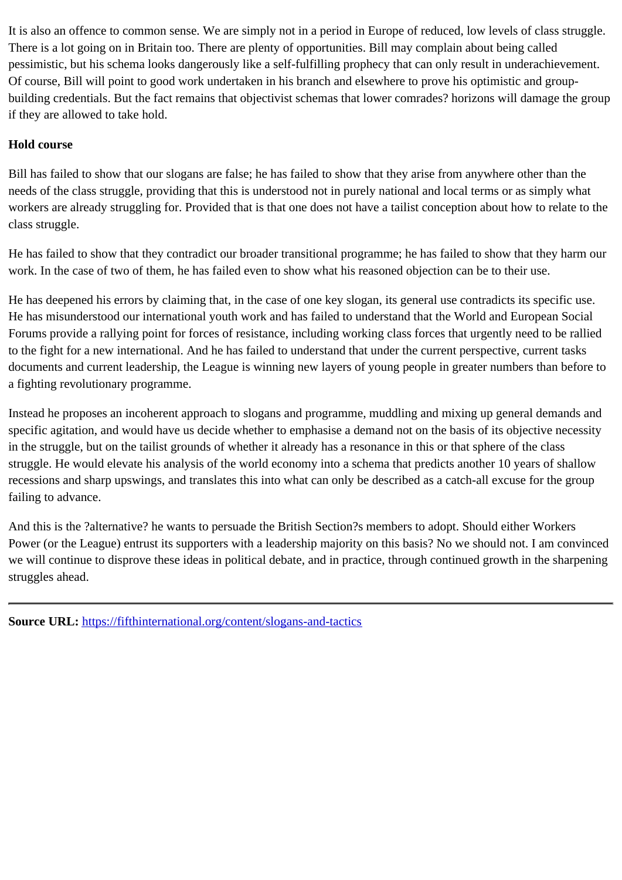It is also an offence to common sense. We are simply not in a period in Europe of reduced, low levels of class struggle. There is a lot going on in Britain too. There are plenty of opportunities. Bill may complain about being called pessimistic, but his schema looks dangerously like a self-fulfilling prophecy that can only result in underachievement. Of course, Bill will point to good work undertaken in his branch and elsewhere to prove his optimistic and group-building credentials. But the fact remains that objectivist schemas that lower comrades? horizons will damage the group if they are allowed to take hold.

**Hold course**

Bill has failed to show that our slogans are false; he has failed to show that they arise from anywhere other than the needs of the class struggle, providing that this is understood not in purely national and local terms or as simply what workers are already struggling for. Provided that is that one does not have a tailist conception about how to relate to the class struggle.

He has failed to show that they contradict our broader transitional programme; he has failed to show that they harm our work. In the case of two of them, he has failed even to show what his reasoned objection can be to their use.

He has deepened his errors by claiming that, in the case of one key slogan, its general use contradicts its specific use. He has misunderstood our international youth work and has failed to understand that the World and European Social Forums provide a rallying point for forces of resistance, including working class forces that urgently need to be rallied to the fight for a new international. And he has failed to understand that under the current perspective, current tasks documents and current leadership, the League is winning new layers of young people in greater numbers than before to a fighting revolutionary programme.

Instead he proposes an incoherent approach to slogans and programme, muddling and mixing up general demands and specific agitation, and would have us decide whether to emphasise a demand not on the basis of its objective necessity in the struggle, but on the tailist grounds of whether it already has a resonance in this or that sphere of the class struggle. He would elevate his analysis of the world economy into a schema that predicts another 10 years of shallow recessions and sharp upswings, and translates this into what can only be described as a catch-all excuse for the group failing to advance.

And this is the ?alternative? he wants to persuade the British Section?s members to adopt. Should either Workers Power (or the League) entrust its supporters with a leadership majority on this basis? No we should not. I am convinced we will continue to disprove these ideas in political debate, and in practice, through continued growth in the sharpening struggles ahead.

---

**Source URL:** https://fifthinternational.org/content/slogans-and-tactics